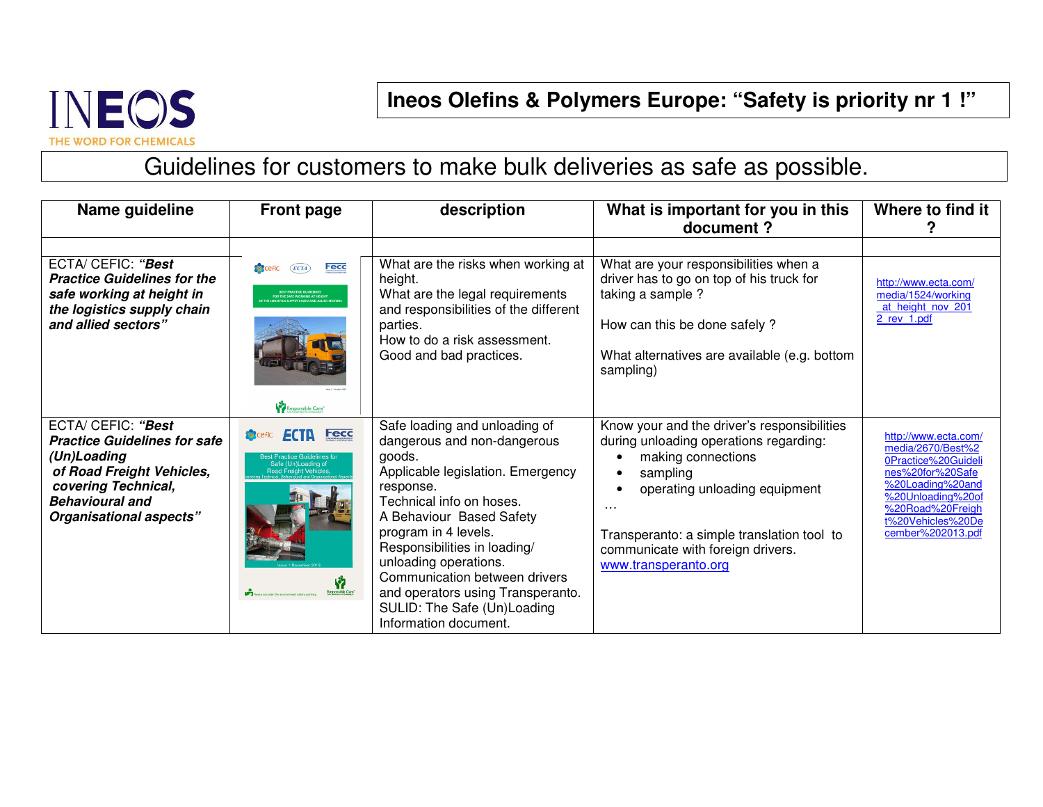INEOS
THE WORD FOR CHEMICALS

# Ineos Olefins & Polymers Europe: "Safety is priority nr 1 !"

## Guidelines for customers to make bulk deliveries as safe as possible.

| Name guideline | Front page | description | What is important for you in this document ? | Where to find it ? |
|---|---|---|---|---|
| | | | | |
| ECTA/ CEFIC: ***"Best Practice Guidelines for the safe working at height in the logistics supply chain and allied sectors"*** | | What are the risks when working at height.<br>What are the legal requirements and responsibilities of the different parties.<br>How to do a risk assessment.<br>Good and bad practices. | What are your responsibilities when a driver has to go on top of his truck for taking a sample ?<br><br>How can this be done safely ?<br><br>What alternatives are available (e.g. bottom sampling) | http://www.ecta.com/media/1524/working_at_height_nov_2012_rev_1.pdf |
| ECTA/ CEFIC: ***"Best Practice Guidelines for safe (Un)Loading of Road Freight Vehicles, covering Technical, Behavioural and Organisational aspects"*** | | Safe loading and unloading of dangerous and non-dangerous goods.<br>Applicable legislation. Emergency response.<br>Technical info on hoses.<br>A Behaviour Based Safety program in 4 levels.<br>Responsibilities in loading/ unloading operations.<br>Communication between drivers and operators using Transperanto.<br>SULID: The Safe (Un)Loading Information document. | Know your and the driver's responsibilities during unloading operations regarding:<br>• making connections<br>• sampling<br>• operating unloading equipment<br>…<br><br>Transperanto: a simple translation tool to communicate with foreign drivers.<br>www.transperanto.org | http://www.ecta.com/media/2670/Best%20Practice%20Guidelines%20for%20Safe%20Loading%20and%20Unloading%20of%20Road%20Freight%20Vehicles%20December%202013.pdf |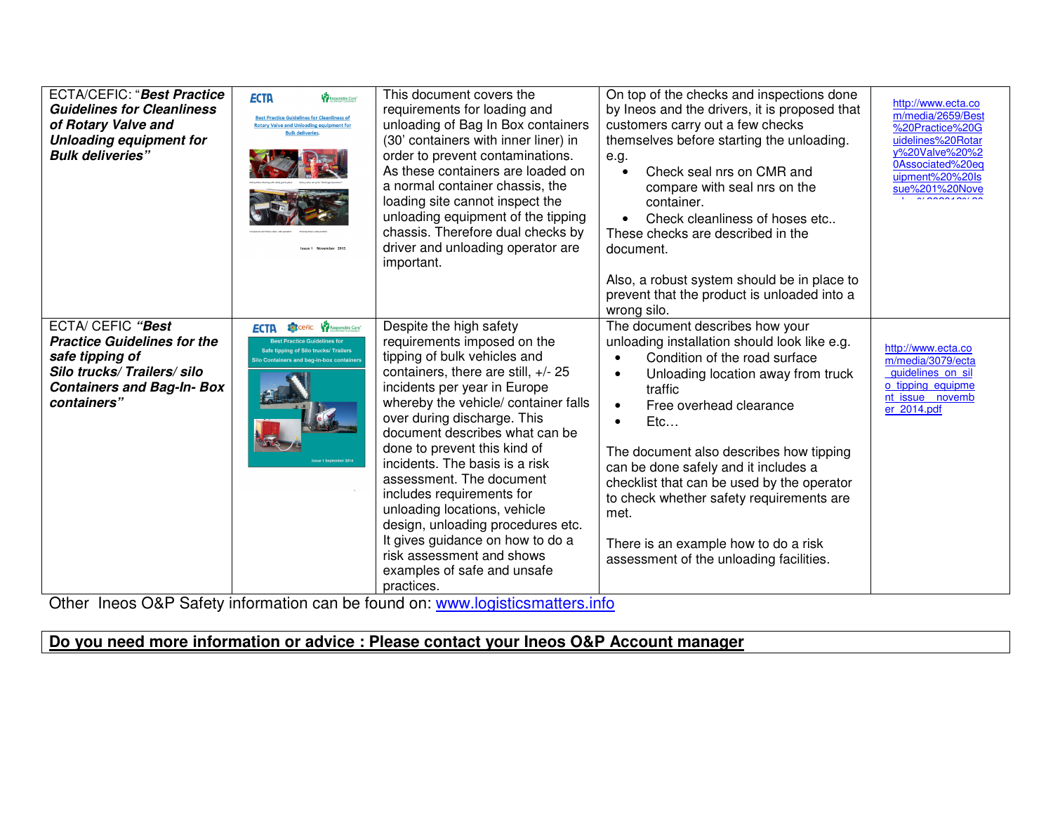| | | | | |
|---|---|---|---|---|
| ECTA/CEFIC: "***Best Practice Guidelines for Cleanliness of Rotary Valve and Unloading equipment for Bulk deliveries"*** | ECTA Best Practice Guidelines for Cleanliness of Rotary Valve and Unloading equipment for Bulk deliveries. Issue 1 November 2013 | This document covers the requirements for loading and unloading of Bag In Box containers (30' containers with inner liner) in order to prevent contaminations. As these containers are loaded on a normal container chassis, the loading site cannot inspect the unloading equipment of the tipping chassis. Therefore dual checks by driver and unloading operator are important. | On top of the checks and inspections done by Ineos and the drivers, it is proposed that customers carry out a few checks themselves before starting the unloading. e.g.<br>• Check seal nrs on CMR and compare with seal nrs on the container.<br>• Check cleanliness of hoses etc..<br>These checks are described in the document.<br><br>Also, a robust system should be in place to prevent that the product is unloaded into a wrong silo. | http://www.ecta.com/media/2659/Best%20Practice%20Guidelines%20Rotary%20Valve%20%20Associated%20equipment%20Issue%201%20Nove... |
| ECTA/ CEFIC ***"Best Practice Guidelines for the safe tipping of Silo trucks/ Trailers/ silo Containers and Bag-In- Box containers"*** | ECTA cefic Responsible Care Best Practice Guidelines for Safe tipping of Silo trucks/ Trailers Silo Containers and bag-in-box containers. Issue 1 September 2014 | Despite the high safety requirements imposed on the tipping of bulk vehicles and containers, there are still, +/- 25 incidents per year in Europe whereby the vehicle/ container falls over during discharge. This document describes what can be done to prevent this kind of incidents. The basis is a risk assessment. The document includes requirements for unloading locations, vehicle design, unloading procedures etc. It gives guidance on how to do a risk assessment and shows examples of safe and unsafe practices. | The document describes how your unloading installation should look like e.g.<br>• Condition of the road surface<br>• Unloading location away from truck traffic<br>• Free overhead clearance<br>• Etc…<br><br>The document also describes how tipping can be done safely and it includes a checklist that can be used by the operator to check whether safety requirements are met.<br><br>There is an example how to do a risk assessment of the unloading facilities. | http://www.ecta.com/media/3079/ecta_guidelines_on_silo_tipping_equipment_issue__november_2014.pdf |

Other Ineos O&P Safety information can be found on: www.logisticsmatters.info

**Do you need more information or advice : Please contact your Ineos O&P Account manager**